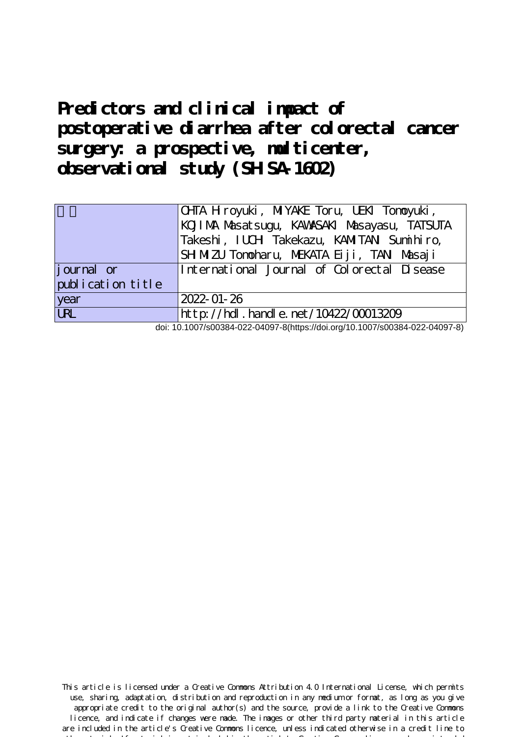# Predictors and clinical impact of postoperative diarrhea after colorectal cancer surgery: a prospective, multicenter, observational study (SHISA-1602)

| 著者 | OHTA Hiroyuki, MIYAKE Toru, UEKI Tomoyuki, KOJIMA Masatsugu, KAWASAKI Masayasu, TATSUTA Takeshi, IUCHI Takekazu, KAMITANI Sumihiro, SHIMIZU Tomoharu, MEKATA Eiji, TANI Masaji |
|---|---|
| journal or publication title | International Journal of Colorectal Disease |
| year | 2022-01-26 |
| URL | http://hdl.handle.net/10422/00013209 |

doi: 10.1007/s00384-022-04097-8(https://doi.org/10.1007/s00384-022-04097-8)

This article is licensed under a Creative Commons Attribution 4.0 International License, which permits use, sharing, adaptation, distribution and reproduction in any medium or format, as long as you give appropriate credit to the original author(s) and the source, provide a link to the Creative Commons licence, and indicate if changes were made. The images or other third party material in this article are included in the article's Creative Commons licence, unless indicated otherwise in a credit line to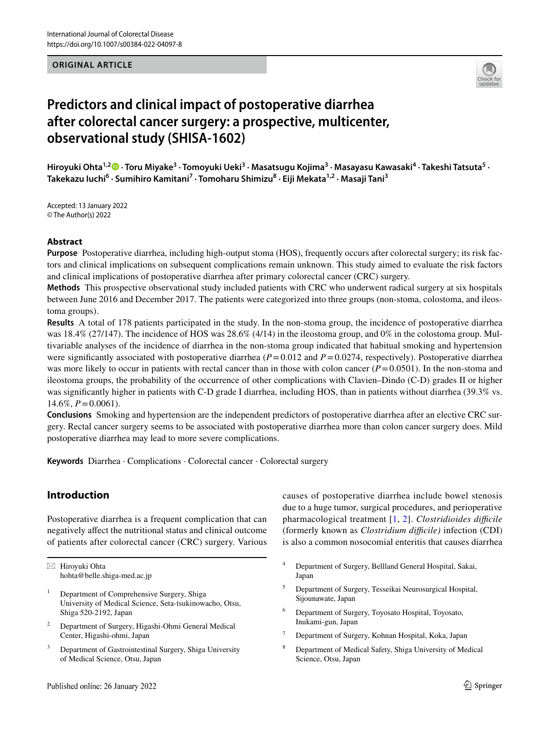# Predictors and clinical impact of postoperative diarrhea after colorectal cancer surgery: a prospective, multicenter, observational study (SHISA-1602)

**Hiroyuki Ohta**[1,2] · **Toru Miyake**[3] · **Tomoyuki Ueki**[3] · **Masatsugu Kojima**[3] · **Masayasu Kawasaki**[4] · **Takeshi Tatsuta**[5] · **Takekazu Iuchi**[6] · **Sumihiro Kamitani**[7] · **Tomoharu Shimizu**[8] · **Eiji Mekata**[1,2] · **Masaji Tani**[3]

Accepted: 13 January 2022
© The Author(s) 2022

## Abstract

**Purpose** Postoperative diarrhea, including high-output stoma (HOS), frequently occurs after colorectal surgery; its risk factors and clinical implications on subsequent complications remain unknown. This study aimed to evaluate the risk factors and clinical implications of postoperative diarrhea after primary colorectal cancer (CRC) surgery.

**Methods** This prospective observational study included patients with CRC who underwent radical surgery at six hospitals between June 2016 and December 2017. The patients were categorized into three groups (non-stoma, colostoma, and ileostoma groups).

**Results** A total of 178 patients participated in the study. In the non-stoma group, the incidence of postoperative diarrhea was 18.4% (27/147). The incidence of HOS was 28.6% (4/14) in the ileostoma group, and 0% in the colostoma group. Multivariable analyses of the incidence of diarrhea in the non-stoma group indicated that habitual smoking and hypertension were significantly associated with postoperative diarrhea ($P = 0.012$ and $P = 0.0274$, respectively). Postoperative diarrhea was more likely to occur in patients with rectal cancer than in those with colon cancer ($P = 0.0501$). In the non-stoma and ileostoma groups, the probability of the occurrence of other complications with Clavien–Dindo (C-D) grades II or higher was significantly higher in patients with C-D grade I diarrhea, including HOS, than in patients without diarrhea (39.3% vs. 14.6%, $P = 0.0061$).

**Conclusions** Smoking and hypertension are the independent predictors of postoperative diarrhea after an elective CRC surgery. Rectal cancer surgery seems to be associated with postoperative diarrhea more than colon cancer surgery does. Mild postoperative diarrhea may lead to more severe complications.

**Keywords** Diarrhea · Complications · Colorectal cancer · Colorectal surgery

## Introduction

Postoperative diarrhea is a frequent complication that can negatively affect the nutritional status and clinical outcome of patients after colorectal cancer (CRC) surgery. Various causes of postoperative diarrhea include bowel stenosis due to a huge tumor, surgical procedures, and perioperative pharmacological treatment [1, 2]. *Clostridioides difficile* (formerly known as *Clostridium difficile)* infection (CDI) is also a common nosocomial enteritis that causes diarrhea

✉ Hiroyuki Ohta
hohta@belle.shiga-med.ac.jp

1 Department of Comprehensive Surgery, Shiga University of Medical Science, Seta-tsukinowacho, Otsu, Shiga 520-2192, Japan

2 Department of Surgery, Higashi-Ohmi General Medical Center, Higashi-ohmi, Japan

3 Department of Gastrointestinal Surgery, Shiga University of Medical Science, Otsu, Japan

4 Department of Surgery, Bellland General Hospital, Sakai, Japan

5 Department of Surgery, Tesseikai Neurosurgical Hospital, Sijounawate, Japan

6 Department of Surgery, Toyosato Hospital, Toyosato, Inukami-gun, Japan

7 Department of Surgery, Kohnan Hospital, Koka, Japan

8 Department of Medical Safety, Shiga University of Medical Science, Otsu, Japan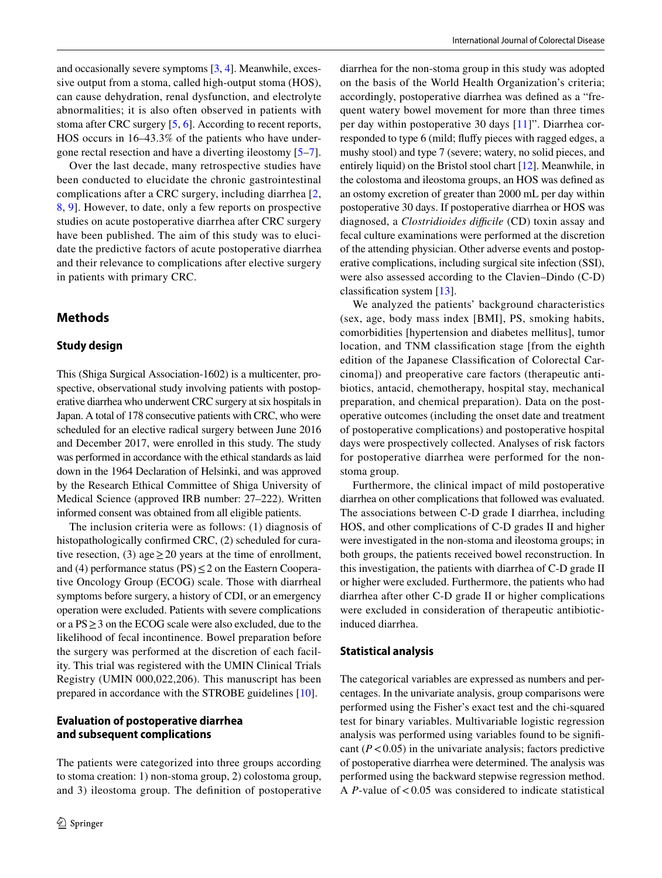and occasionally severe symptoms [3, 4]. Meanwhile, excessive output from a stoma, called high-output stoma (HOS), can cause dehydration, renal dysfunction, and electrolyte abnormalities; it is also often observed in patients with stoma after CRC surgery [5, 6]. According to recent reports, HOS occurs in 16–43.3% of the patients who have undergone rectal resection and have a diverting ileostomy [5–7].

Over the last decade, many retrospective studies have been conducted to elucidate the chronic gastrointestinal complications after a CRC surgery, including diarrhea [2, 8, 9]. However, to date, only a few reports on prospective studies on acute postoperative diarrhea after CRC surgery have been published. The aim of this study was to elucidate the predictive factors of acute postoperative diarrhea and their relevance to complications after elective surgery in patients with primary CRC.

## Methods

### Study design

This (Shiga Surgical Association-1602) is a multicenter, prospective, observational study involving patients with postoperative diarrhea who underwent CRC surgery at six hospitals in Japan. A total of 178 consecutive patients with CRC, who were scheduled for an elective radical surgery between June 2016 and December 2017, were enrolled in this study. The study was performed in accordance with the ethical standards as laid down in the 1964 Declaration of Helsinki, and was approved by the Research Ethical Committee of Shiga University of Medical Science (approved IRB number: 27–222). Written informed consent was obtained from all eligible patients.

The inclusion criteria were as follows: (1) diagnosis of histopathologically confirmed CRC, (2) scheduled for curative resection, (3) age ≥ 20 years at the time of enrollment, and (4) performance status (PS) ≤ 2 on the Eastern Cooperative Oncology Group (ECOG) scale. Those with diarrheal symptoms before surgery, a history of CDI, or an emergency operation were excluded. Patients with severe complications or a PS ≥ 3 on the ECOG scale were also excluded, due to the likelihood of fecal incontinence. Bowel preparation before the surgery was performed at the discretion of each facility. This trial was registered with the UMIN Clinical Trials Registry (UMIN 000,022,206). This manuscript has been prepared in accordance with the STROBE guidelines [10].

### Evaluation of postoperative diarrhea and subsequent complications

The patients were categorized into three groups according to stoma creation: 1) non-stoma group, 2) colostoma group, and 3) ileostoma group. The definition of postoperative diarrhea for the non-stoma group in this study was adopted on the basis of the World Health Organization's criteria; accordingly, postoperative diarrhea was defined as a "frequent watery bowel movement for more than three times per day within postoperative 30 days [11]". Diarrhea corresponded to type 6 (mild; fluffy pieces with ragged edges, a mushy stool) and type 7 (severe; watery, no solid pieces, and entirely liquid) on the Bristol stool chart [12]. Meanwhile, in the colostoma and ileostoma groups, an HOS was defined as an ostomy excretion of greater than 2000 mL per day within postoperative 30 days. If postoperative diarrhea or HOS was diagnosed, a *Clostridioides difficile* (CD) toxin assay and fecal culture examinations were performed at the discretion of the attending physician. Other adverse events and postoperative complications, including surgical site infection (SSI), were also assessed according to the Clavien–Dindo (C-D) classification system [13].

We analyzed the patients' background characteristics (sex, age, body mass index [BMI], PS, smoking habits, comorbidities [hypertension and diabetes mellitus], tumor location, and TNM classification stage [from the eighth edition of the Japanese Classification of Colorectal Carcinoma]) and preoperative care factors (therapeutic antibiotics, antacid, chemotherapy, hospital stay, mechanical preparation, and chemical preparation). Data on the postoperative outcomes (including the onset date and treatment of postoperative complications) and postoperative hospital days were prospectively collected. Analyses of risk factors for postoperative diarrhea were performed for the non-stoma group.

Furthermore, the clinical impact of mild postoperative diarrhea on other complications that followed was evaluated. The associations between C-D grade I diarrhea, including HOS, and other complications of C-D grades II and higher were investigated in the non-stoma and ileostoma groups; in both groups, the patients received bowel reconstruction. In this investigation, the patients with diarrhea of C-D grade II or higher were excluded. Furthermore, the patients who had diarrhea after other C-D grade II or higher complications were excluded in consideration of therapeutic antibiotic-induced diarrhea.

### Statistical analysis

The categorical variables are expressed as numbers and percentages. In the univariate analysis, group comparisons were performed using the Fisher's exact test and the chi-squared test for binary variables. Multivariable logistic regression analysis was performed using variables found to be significant ($P < 0.05$) in the univariate analysis; factors predictive of postoperative diarrhea were determined. The analysis was performed using the backward stepwise regression method. A $P$-value of < 0.05 was considered to indicate statistical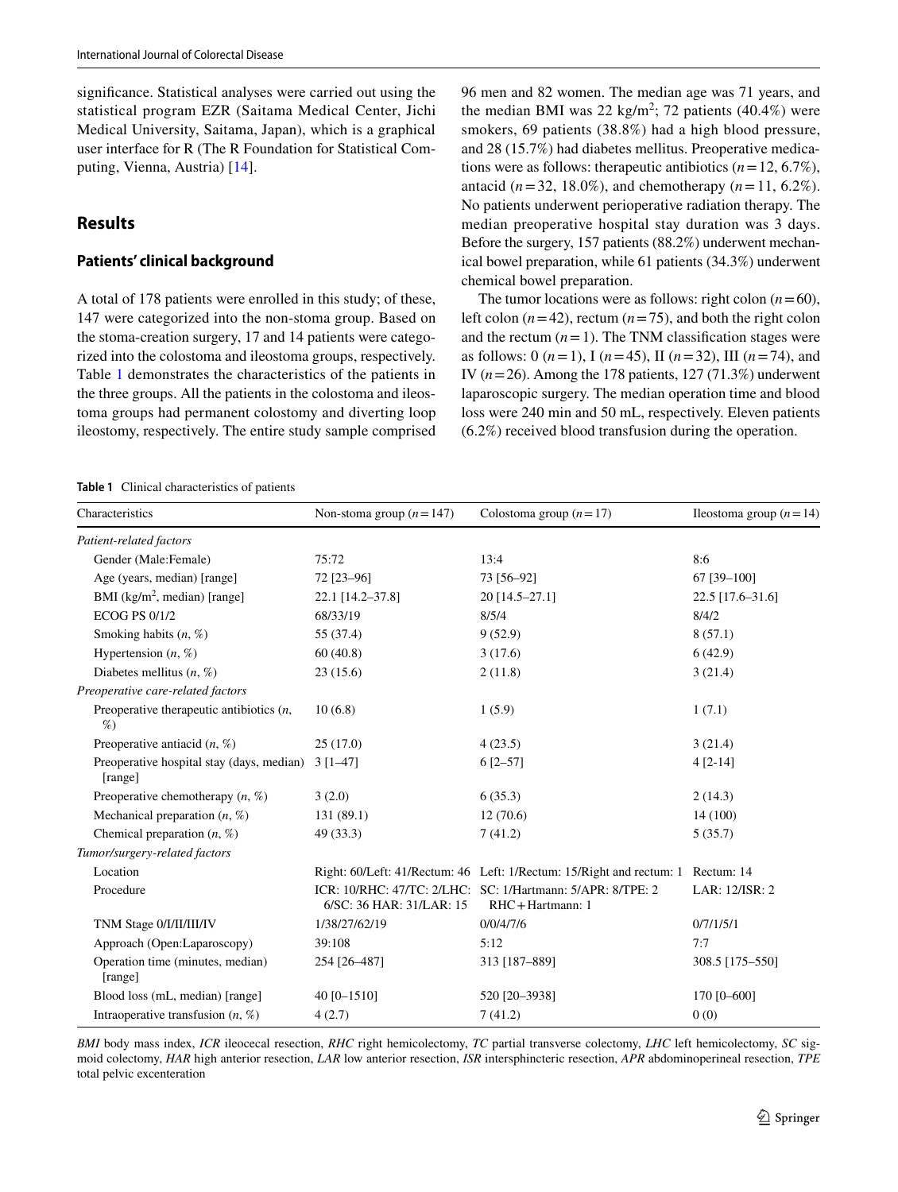significance. Statistical analyses were carried out using the statistical program EZR (Saitama Medical Center, Jichi Medical University, Saitama, Japan), which is a graphical user interface for R (The R Foundation for Statistical Computing, Vienna, Austria) [14].

## Results

### Patients' clinical background

A total of 178 patients were enrolled in this study; of these, 147 were categorized into the non-stoma group. Based on the stoma-creation surgery, 17 and 14 patients were categorized into the colostoma and ileostoma groups, respectively. Table 1 demonstrates the characteristics of the patients in the three groups. All the patients in the colostoma and ileostoma groups had permanent colostomy and diverting loop ileostomy, respectively. The entire study sample comprised 96 men and 82 women. The median age was 71 years, and the median BMI was 22 kg/m$^2$; 72 patients (40.4%) were smokers, 69 patients (38.8%) had a high blood pressure, and 28 (15.7%) had diabetes mellitus. Preoperative medications were as follows: therapeutic antibiotics ($n=12$, 6.7%), antacid ($n=32$, 18.0%), and chemotherapy ($n=11$, 6.2%). No patients underwent perioperative radiation therapy. The median preoperative hospital stay duration was 3 days. Before the surgery, 157 patients (88.2%) underwent mechanical bowel preparation, while 61 patients (34.3%) underwent chemical bowel preparation.

The tumor locations were as follows: right colon ($n=60$), left colon ($n=42$), rectum ($n=75$), and both the right colon and the rectum ($n=1$). The TNM classification stages were as follows: 0 ($n=1$), I ($n=45$), II ($n=32$), III ($n=74$), and IV ($n=26$). Among the 178 patients, 127 (71.3%) underwent laparoscopic surgery. The median operation time and blood loss were 240 min and 50 mL, respectively. Eleven patients (6.2%) received blood transfusion during the operation.

**Table 1** Clinical characteristics of patients

| Characteristics | Non-stoma group ($n=147$) | Colostoma group ($n=17$) | Ileostoma group ($n=14$) |
|---|---|---|---|
| *Patient-related factors* | | | |
| Gender (Male:Female) | 75:72 | 13:4 | 8:6 |
| Age (years, median) [range] | 72 [23–96] | 73 [56–92] | 67 [39–100] |
| BMI (kg/m$^2$, median) [range] | 22.1 [14.2–37.8] | 20 [14.5–27.1] | 22.5 [17.6–31.6] |
| ECOG PS 0/1/2 | 68/33/19 | 8/5/4 | 8/4/2 |
| Smoking habits ($n$, %) | 55 (37.4) | 9 (52.9) | 8 (57.1) |
| Hypertension ($n$, %) | 60 (40.8) | 3 (17.6) | 6 (42.9) |
| Diabetes mellitus ($n$, %) | 23 (15.6) | 2 (11.8) | 3 (21.4) |
| *Preoperative care-related factors* | | | |
| Preoperative therapeutic antibiotics ($n$, %) | 10 (6.8) | 1 (5.9) | 1 (7.1) |
| Preoperative antiacid ($n$, %) | 25 (17.0) | 4 (23.5) | 3 (21.4) |
| Preoperative hospital stay (days, median) [range] | 3 [1–47] | 6 [2–57] | 4 [2-14] |
| Preoperative chemotherapy ($n$, %) | 3 (2.0) | 6 (35.3) | 2 (14.3) |
| Mechanical preparation ($n$, %) | 131 (89.1) | 12 (70.6) | 14 (100) |
| Chemical preparation ($n$, %) | 49 (33.3) | 7 (41.2) | 5 (35.7) |
| *Tumor/surgery-related factors* | | | |
| Location | Right: 60/Left: 41/Rectum: 46 | Left: 1/Rectum: 15/Right and rectum: 1 | Rectum: 14 |
| Procedure | ICR: 10/RHC: 47/TC: 2/LHC: 6/SC: 36 HAR: 31/LAR: 15 | SC: 1/Hartmann: 5/APR: 8/TPE: 2 RHC + Hartmann: 1 | LAR: 12/ISR: 2 |
| TNM Stage 0/I/II/III/IV | 1/38/27/62/19 | 0/0/4/7/6 | 0/7/1/5/1 |
| Approach (Open:Laparoscopy) | 39:108 | 5:12 | 7:7 |
| Operation time (minutes, median) [range] | 254 [26–487] | 313 [187–889] | 308.5 [175–550] |
| Blood loss (mL, median) [range] | 40 [0–1510] | 520 [20–3938] | 170 [0–600] |
| Intraoperative transfusion ($n$, %) | 4 (2.7) | 7 (41.2) | 0 (0) |

*BMI* body mass index, *ICR* ileocecal resection, *RHC* right hemicolectomy, *TC* partial transverse colectomy, *LHC* left hemicolectomy, *SC* sigmoid colectomy, *HAR* high anterior resection, *LAR* low anterior resection, *ISR* intersphincteric resection, *APR* abdominoperineal resection, *TPE* total pelvic excenteration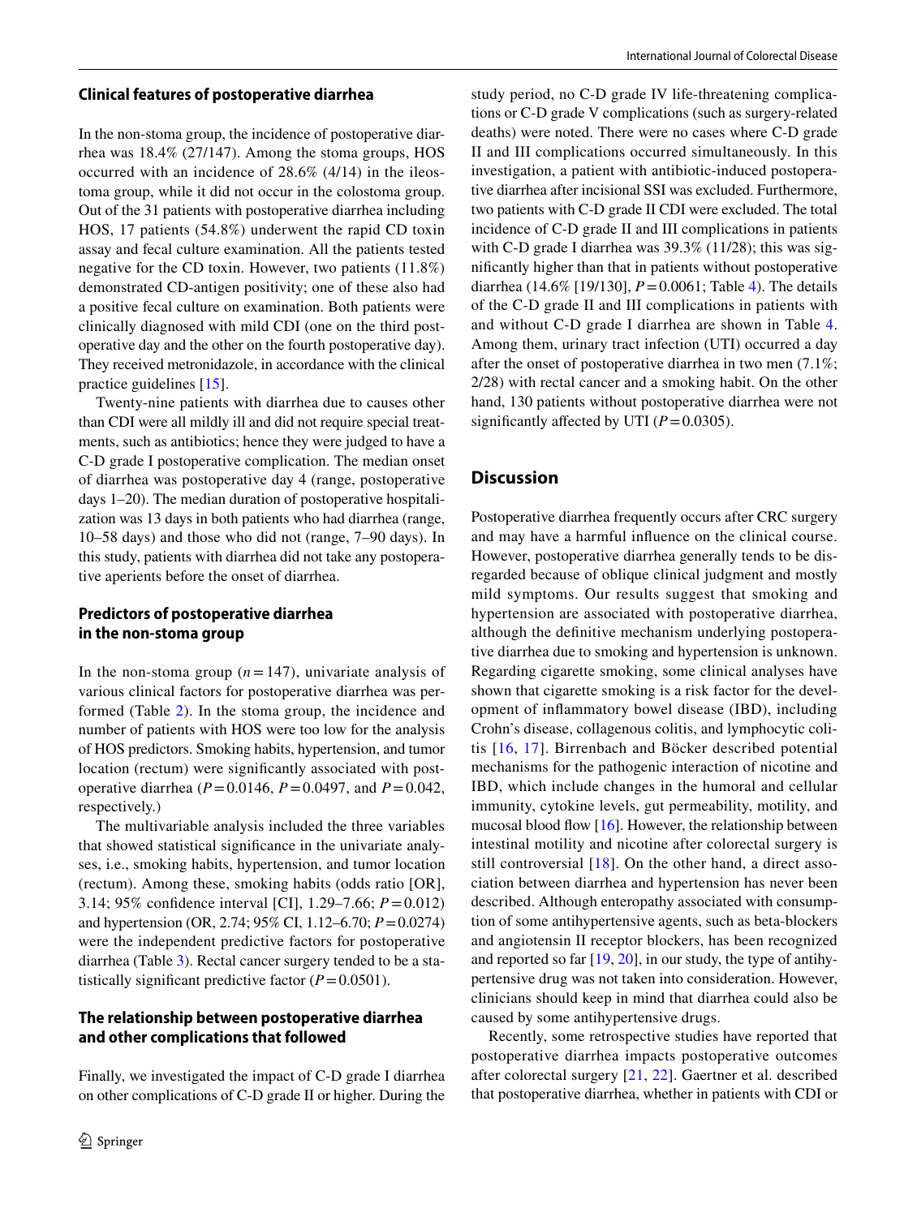### Clinical features of postoperative diarrhea

In the non-stoma group, the incidence of postoperative diarrhea was 18.4% (27/147). Among the stoma groups, HOS occurred with an incidence of 28.6% (4/14) in the ileostoma group, while it did not occur in the colostoma group. Out of the 31 patients with postoperative diarrhea including HOS, 17 patients (54.8%) underwent the rapid CD toxin assay and fecal culture examination. All the patients tested negative for the CD toxin. However, two patients (11.8%) demonstrated CD-antigen positivity; one of these also had a positive fecal culture on examination. Both patients were clinically diagnosed with mild CDI (one on the third postoperative day and the other on the fourth postoperative day). They received metronidazole, in accordance with the clinical practice guidelines [15].

Twenty-nine patients with diarrhea due to causes other than CDI were all mildly ill and did not require special treatments, such as antibiotics; hence they were judged to have a C-D grade I postoperative complication. The median onset of diarrhea was postoperative day 4 (range, postoperative days 1–20). The median duration of postoperative hospitalization was 13 days in both patients who had diarrhea (range, 10–58 days) and those who did not (range, 7–90 days). In this study, patients with diarrhea did not take any postoperative aperients before the onset of diarrhea.

### Predictors of postoperative diarrhea in the non-stoma group

In the non-stoma group ($n = 147$), univariate analysis of various clinical factors for postoperative diarrhea was performed (Table 2). In the stoma group, the incidence and number of patients with HOS were too low for the analysis of HOS predictors. Smoking habits, hypertension, and tumor location (rectum) were significantly associated with postoperative diarrhea ($P = 0.0146$, $P = 0.0497$, and $P = 0.042$, respectively.)

The multivariable analysis included the three variables that showed statistical significance in the univariate analyses, i.e., smoking habits, hypertension, and tumor location (rectum). Among these, smoking habits (odds ratio [OR], 3.14; 95% confidence interval [CI], 1.29–7.66; $P = 0.012$) and hypertension (OR, 2.74; 95% CI, 1.12–6.70; $P = 0.0274$) were the independent predictive factors for postoperative diarrhea (Table 3). Rectal cancer surgery tended to be a statistically significant predictive factor ($P = 0.0501$).

### The relationship between postoperative diarrhea and other complications that followed

Finally, we investigated the impact of C-D grade I diarrhea on other complications of C-D grade II or higher. During the study period, no C-D grade IV life-threatening complications or C-D grade V complications (such as surgery-related deaths) were noted. There were no cases where C-D grade II and III complications occurred simultaneously. In this investigation, a patient with antibiotic-induced postoperative diarrhea after incisional SSI was excluded. Furthermore, two patients with C-D grade II CDI were excluded. The total incidence of C-D grade II and III complications in patients with C-D grade I diarrhea was 39.3% (11/28); this was significantly higher than that in patients without postoperative diarrhea (14.6% [19/130], $P = 0.0061$; Table 4). The details of the C-D grade II and III complications in patients with and without C-D grade I diarrhea are shown in Table 4. Among them, urinary tract infection (UTI) occurred a day after the onset of postoperative diarrhea in two men (7.1%; 2/28) with rectal cancer and a smoking habit. On the other hand, 130 patients without postoperative diarrhea were not significantly affected by UTI ($P = 0.0305$).

## Discussion

Postoperative diarrhea frequently occurs after CRC surgery and may have a harmful influence on the clinical course. However, postoperative diarrhea generally tends to be disregarded because of oblique clinical judgment and mostly mild symptoms. Our results suggest that smoking and hypertension are associated with postoperative diarrhea, although the definitive mechanism underlying postoperative diarrhea due to smoking and hypertension is unknown. Regarding cigarette smoking, some clinical analyses have shown that cigarette smoking is a risk factor for the development of inflammatory bowel disease (IBD), including Crohn's disease, collagenous colitis, and lymphocytic colitis [16, 17]. Birrenbach and Böcker described potential mechanisms for the pathogenic interaction of nicotine and IBD, which include changes in the humoral and cellular immunity, cytokine levels, gut permeability, motility, and mucosal blood flow [16]. However, the relationship between intestinal motility and nicotine after colorectal surgery is still controversial [18]. On the other hand, a direct association between diarrhea and hypertension has never been described. Although enteropathy associated with consumption of some antihypertensive agents, such as beta-blockers and angiotensin II receptor blockers, has been recognized and reported so far [19, 20], in our study, the type of antihypertensive drug was not taken into consideration. However, clinicians should keep in mind that diarrhea could also be caused by some antihypertensive drugs.

Recently, some retrospective studies have reported that postoperative diarrhea impacts postoperative outcomes after colorectal surgery [21, 22]. Gaertner et al. described that postoperative diarrhea, whether in patients with CDI or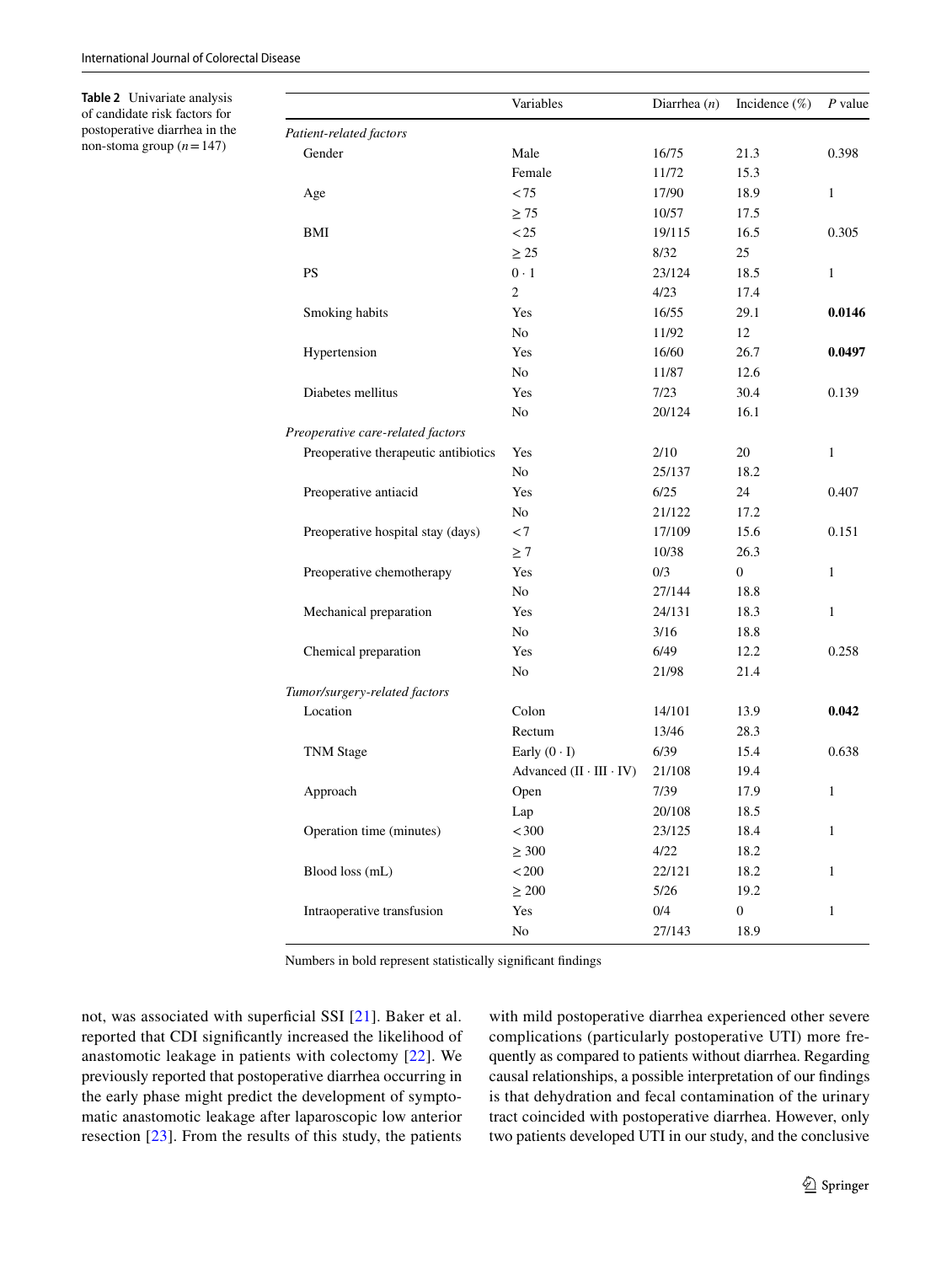**Table 2** Univariate analysis of candidate risk factors for postoperative diarrhea in the non-stoma group ($n = 147$)

| | Variables | Diarrhea ($n$) | Incidence (%) | $P$ value |
|---|---|---|---|---|
| *Patient-related factors* | | | | |
| Gender | Male | 16/75 | 21.3 | 0.398 |
| | Female | 11/72 | 15.3 | |
| Age | <75 | 17/90 | 18.9 | 1 |
| | ≥ 75 | 10/57 | 17.5 | |
| BMI | <25 | 19/115 | 16.5 | 0.305 |
| | ≥ 25 | 8/32 | 25 | |
| PS | 0 · 1 | 23/124 | 18.5 | 1 |
| | 2 | 4/23 | 17.4 | |
| Smoking habits | Yes | 16/55 | 29.1 | **0.0146** |
| | No | 11/92 | 12 | |
| Hypertension | Yes | 16/60 | 26.7 | **0.0497** |
| | No | 11/87 | 12.6 | |
| Diabetes mellitus | Yes | 7/23 | 30.4 | 0.139 |
| | No | 20/124 | 16.1 | |
| *Preoperative care-related factors* | | | | |
| Preoperative therapeutic antibiotics | Yes | 2/10 | 20 | 1 |
| | No | 25/137 | 18.2 | |
| Preoperative antiacid | Yes | 6/25 | 24 | 0.407 |
| | No | 21/122 | 17.2 | |
| Preoperative hospital stay (days) | <7 | 17/109 | 15.6 | 0.151 |
| | ≥ 7 | 10/38 | 26.3 | |
| Preoperative chemotherapy | Yes | 0/3 | 0 | 1 |
| | No | 27/144 | 18.8 | |
| Mechanical preparation | Yes | 24/131 | 18.3 | 1 |
| | No | 3/16 | 18.8 | |
| Chemical preparation | Yes | 6/49 | 12.2 | 0.258 |
| | No | 21/98 | 21.4 | |
| *Tumor/surgery-related factors* | | | | |
| Location | Colon | 14/101 | 13.9 | **0.042** |
| | Rectum | 13/46 | 28.3 | |
| TNM Stage | Early (0 · I) | 6/39 | 15.4 | 0.638 |
| | Advanced (II · III · IV) | 21/108 | 19.4 | |
| Approach | Open | 7/39 | 17.9 | 1 |
| | Lap | 20/108 | 18.5 | |
| Operation time (minutes) | <300 | 23/125 | 18.4 | 1 |
| | ≥ 300 | 4/22 | 18.2 | |
| Blood loss (mL) | <200 | 22/121 | 18.2 | 1 |
| | ≥ 200 | 5/26 | 19.2 | |
| Intraoperative transfusion | Yes | 0/4 | 0 | 1 |
| | No | 27/143 | 18.9 | |

Numbers in bold represent statistically significant findings

not, was associated with superficial SSI [21]. Baker et al. reported that CDI significantly increased the likelihood of anastomotic leakage in patients with colectomy [22]. We previously reported that postoperative diarrhea occurring in the early phase might predict the development of symptomatic anastomotic leakage after laparoscopic low anterior resection [23]. From the results of this study, the patients with mild postoperative diarrhea experienced other severe complications (particularly postoperative UTI) more frequently as compared to patients without diarrhea. Regarding causal relationships, a possible interpretation of our findings is that dehydration and fecal contamination of the urinary tract coincided with postoperative diarrhea. However, only two patients developed UTI in our study, and the conclusive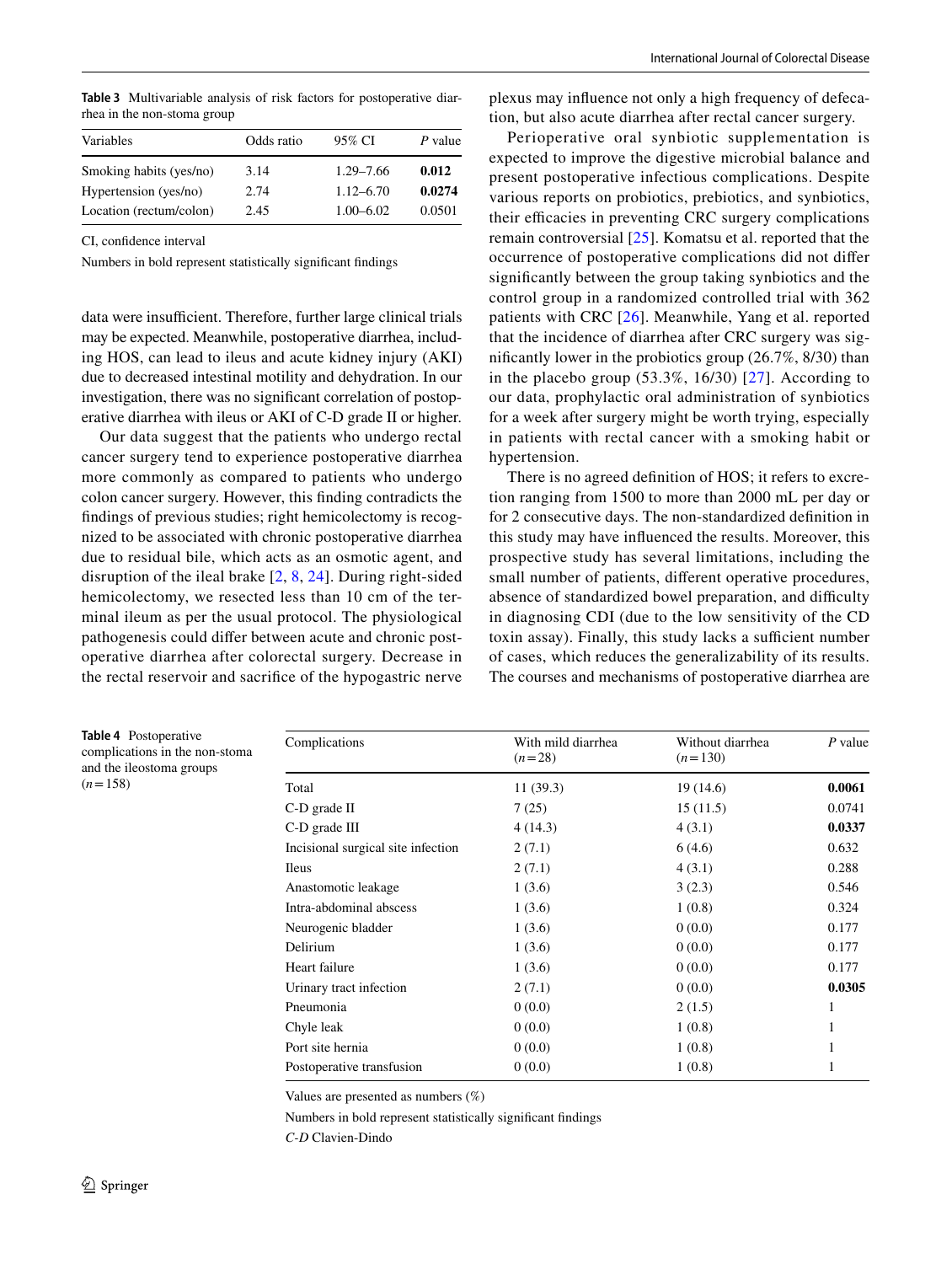**Table 3** Multivariable analysis of risk factors for postoperative diarrhea in the non-stoma group

| Variables | Odds ratio | 95% CI | *P* value |
|---|---|---|---|
| Smoking habits (yes/no) | 3.14 | 1.29–7.66 | **0.012** |
| Hypertension (yes/no) | 2.74 | 1.12–6.70 | **0.0274** |
| Location (rectum/colon) | 2.45 | 1.00–6.02 | 0.0501 |

CI, confidence interval

Numbers in bold represent statistically significant findings

data were insufficient. Therefore, further large clinical trials may be expected. Meanwhile, postoperative diarrhea, including HOS, can lead to ileus and acute kidney injury (AKI) due to decreased intestinal motility and dehydration. In our investigation, there was no significant correlation of postoperative diarrhea with ileus or AKI of C-D grade II or higher.

Our data suggest that the patients who undergo rectal cancer surgery tend to experience postoperative diarrhea more commonly as compared to patients who undergo colon cancer surgery. However, this finding contradicts the findings of previous studies; right hemicolectomy is recognized to be associated with chronic postoperative diarrhea due to residual bile, which acts as an osmotic agent, and disruption of the ileal brake [2, 8, 24]. During right-sided hemicolectomy, we resected less than 10 cm of the terminal ileum as per the usual protocol. The physiological pathogenesis could differ between acute and chronic postoperative diarrhea after colorectal surgery. Decrease in the rectal reservoir and sacrifice of the hypogastric nerve plexus may influence not only a high frequency of defecation, but also acute diarrhea after rectal cancer surgery.

Perioperative oral synbiotic supplementation is expected to improve the digestive microbial balance and present postoperative infectious complications. Despite various reports on probiotics, prebiotics, and synbiotics, their efficacies in preventing CRC surgery complications remain controversial [25]. Komatsu et al. reported that the occurrence of postoperative complications did not differ significantly between the group taking synbiotics and the control group in a randomized controlled trial with 362 patients with CRC [26]. Meanwhile, Yang et al. reported that the incidence of diarrhea after CRC surgery was significantly lower in the probiotics group (26.7%, 8/30) than in the placebo group (53.3%, 16/30) [27]. According to our data, prophylactic oral administration of synbiotics for a week after surgery might be worth trying, especially in patients with rectal cancer with a smoking habit or hypertension.

There is no agreed definition of HOS; it refers to excretion ranging from 1500 to more than 2000 mL per day or for 2 consecutive days. The non-standardized definition in this study may have influenced the results. Moreover, this prospective study has several limitations, including the small number of patients, different operative procedures, absence of standardized bowel preparation, and difficulty in diagnosing CDI (due to the low sensitivity of the CD toxin assay). Finally, this study lacks a sufficient number of cases, which reduces the generalizability of its results. The courses and mechanisms of postoperative diarrhea are

**Table 4** Postoperative complications in the non-stoma and the ileostoma groups ($n=158$)

| Complications | With mild diarrhea ($n=28$) | Without diarrhea ($n=130$) | *P* value |
|---|---|---|---|
| Total | 11 (39.3) | 19 (14.6) | **0.0061** |
| C-D grade II | 7 (25) | 15 (11.5) | 0.0741 |
| C-D grade III | 4 (14.3) | 4 (3.1) | **0.0337** |
| Incisional surgical site infection | 2 (7.1) | 6 (4.6) | 0.632 |
| Ileus | 2 (7.1) | 4 (3.1) | 0.288 |
| Anastomotic leakage | 1 (3.6) | 3 (2.3) | 0.546 |
| Intra-abdominal abscess | 1 (3.6) | 1 (0.8) | 0.324 |
| Neurogenic bladder | 1 (3.6) | 0 (0.0) | 0.177 |
| Delirium | 1 (3.6) | 0 (0.0) | 0.177 |
| Heart failure | 1 (3.6) | 0 (0.0) | 0.177 |
| Urinary tract infection | 2 (7.1) | 0 (0.0) | **0.0305** |
| Pneumonia | 0 (0.0) | 2 (1.5) | 1 |
| Chyle leak | 0 (0.0) | 1 (0.8) | 1 |
| Port site hernia | 0 (0.0) | 1 (0.8) | 1 |
| Postoperative transfusion | 0 (0.0) | 1 (0.8) | 1 |

Values are presented as numbers (%)

Numbers in bold represent statistically significant findings

*C-D* Clavien-Dindo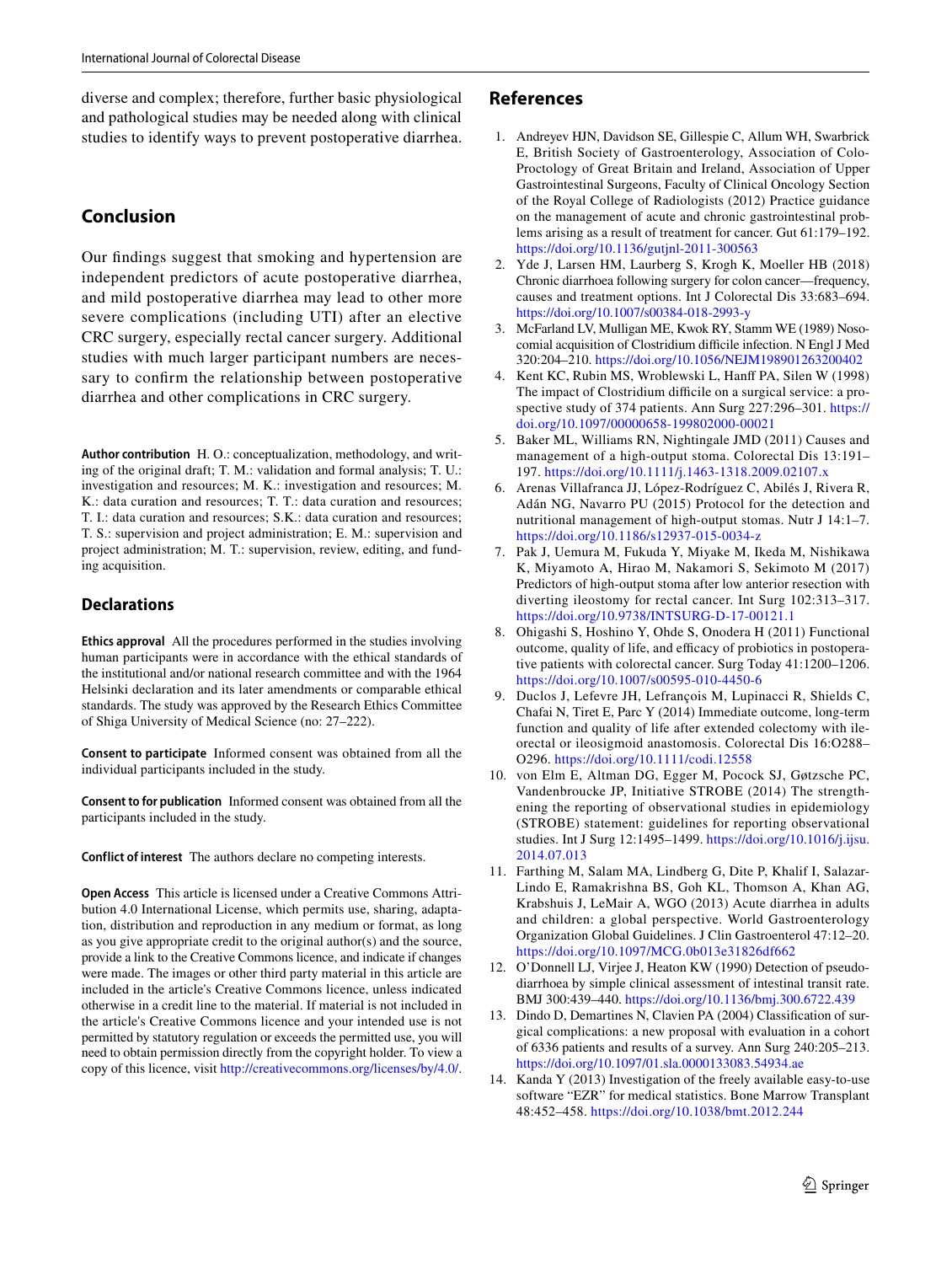diverse and complex; therefore, further basic physiological and pathological studies may be needed along with clinical studies to identify ways to prevent postoperative diarrhea.

## Conclusion

Our findings suggest that smoking and hypertension are independent predictors of acute postoperative diarrhea, and mild postoperative diarrhea may lead to other more severe complications (including UTI) after an elective CRC surgery, especially rectal cancer surgery. Additional studies with much larger participant numbers are necessary to confirm the relationship between postoperative diarrhea and other complications in CRC surgery.

**Author contribution** H. O.: conceptualization, methodology, and writing of the original draft; T. M.: validation and formal analysis; T. U.: investigation and resources; M. K.: investigation and resources; M. K.: data curation and resources; T. T.: data curation and resources; T. I.: data curation and resources; S.K.: data curation and resources; T. S.: supervision and project administration; E. M.: supervision and project administration; M. T.: supervision, review, editing, and funding acquisition.

## Declarations

**Ethics approval** All the procedures performed in the studies involving human participants were in accordance with the ethical standards of the institutional and/or national research committee and with the 1964 Helsinki declaration and its later amendments or comparable ethical standards. The study was approved by the Research Ethics Committee of Shiga University of Medical Science (no: 27–222).

**Consent to participate** Informed consent was obtained from all the individual participants included in the study.

**Consent to for publication** Informed consent was obtained from all the participants included in the study.

**Conflict of interest** The authors declare no competing interests.

**Open Access** This article is licensed under a Creative Commons Attribution 4.0 International License, which permits use, sharing, adaptation, distribution and reproduction in any medium or format, as long as you give appropriate credit to the original author(s) and the source, provide a link to the Creative Commons licence, and indicate if changes were made. The images or other third party material in this article are included in the article's Creative Commons licence, unless indicated otherwise in a credit line to the material. If material is not included in the article's Creative Commons licence and your intended use is not permitted by statutory regulation or exceeds the permitted use, you will need to obtain permission directly from the copyright holder. To view a copy of this licence, visit http://creativecommons.org/licenses/by/4.0/.

## References

1. Andreyev HJN, Davidson SE, Gillespie C, Allum WH, Swarbrick E, British Society of Gastroenterology, Association of Colo-Proctology of Great Britain and Ireland, Association of Upper Gastrointestinal Surgeons, Faculty of Clinical Oncology Section of the Royal College of Radiologists (2012) Practice guidance on the management of acute and chronic gastrointestinal problems arising as a result of treatment for cancer. Gut 61:179–192. https://doi.org/10.1136/gutjnl-2011-300563
2. Yde J, Larsen HM, Laurberg S, Krogh K, Moeller HB (2018) Chronic diarrhoea following surgery for colon cancer—frequency, causes and treatment options. Int J Colorectal Dis 33:683–694. https://doi.org/10.1007/s00384-018-2993-y
3. McFarland LV, Mulligan ME, Kwok RY, Stamm WE (1989) Nosocomial acquisition of Clostridium difficile infection. N Engl J Med 320:204–210. https://doi.org/10.1056/NEJM198901263200402
4. Kent KC, Rubin MS, Wroblewski L, Hanff PA, Silen W (1998) The impact of Clostridium difficile on a surgical service: a prospective study of 374 patients. Ann Surg 227:296–301. https://doi.org/10.1097/00000658-199802000-00021
5. Baker ML, Williams RN, Nightingale JMD (2011) Causes and management of a high-output stoma. Colorectal Dis 13:191–197. https://doi.org/10.1111/j.1463-1318.2009.02107.x
6. Arenas Villafranca JJ, López-Rodríguez C, Abilés J, Rivera R, Adán NG, Navarro PU (2015) Protocol for the detection and nutritional management of high-output stomas. Nutr J 14:1–7. https://doi.org/10.1186/s12937-015-0034-z
7. Pak J, Uemura M, Fukuda Y, Miyake M, Ikeda M, Nishikawa K, Miyamoto A, Hirao M, Nakamori S, Sekimoto M (2017) Predictors of high-output stoma after low anterior resection with diverting ileostomy for rectal cancer. Int Surg 102:313–317. https://doi.org/10.9738/INTSURG-D-17-00121.1
8. Ohigashi S, Hoshino Y, Ohde S, Onodera H (2011) Functional outcome, quality of life, and efficacy of probiotics in postoperative patients with colorectal cancer. Surg Today 41:1200–1206. https://doi.org/10.1007/s00595-010-4450-6
9. Duclos J, Lefevre JH, Lefrançois M, Lupinacci R, Shields C, Chafai N, Tiret E, Parc Y (2014) Immediate outcome, long-term function and quality of life after extended colectomy with ileorectal or ileosigmoid anastomosis. Colorectal Dis 16:O288–O296. https://doi.org/10.1111/codi.12558
10. von Elm E, Altman DG, Egger M, Pocock SJ, Gøtzsche PC, Vandenbroucke JP, Initiative STROBE (2014) The strengthening the reporting of observational studies in epidemiology (STROBE) statement: guidelines for reporting observational studies. Int J Surg 12:1495–1499. https://doi.org/10.1016/j.ijsu.2014.07.013
11. Farthing M, Salam MA, Lindberg G, Dite P, Khalif I, Salazar-Lindo E, Ramakrishna BS, Goh KL, Thomson A, Khan AG, Krabshuis J, LeMair A, WGO (2013) Acute diarrhea in adults and children: a global perspective. World Gastroenterology Organization Global Guidelines. J Clin Gastroenterol 47:12–20. https://doi.org/10.1097/MCG.0b013e31826df662
12. O'Donnell LJ, Virjee J, Heaton KW (1990) Detection of pseudodiarrhoea by simple clinical assessment of intestinal transit rate. BMJ 300:439–440. https://doi.org/10.1136/bmj.300.6722.439
13. Dindo D, Demartines N, Clavien PA (2004) Classification of surgical complications: a new proposal with evaluation in a cohort of 6336 patients and results of a survey. Ann Surg 240:205–213. https://doi.org/10.1097/01.sla.0000133083.54934.ae
14. Kanda Y (2013) Investigation of the freely available easy-to-use software "EZR" for medical statistics. Bone Marrow Transplant 48:452–458. https://doi.org/10.1038/bmt.2012.244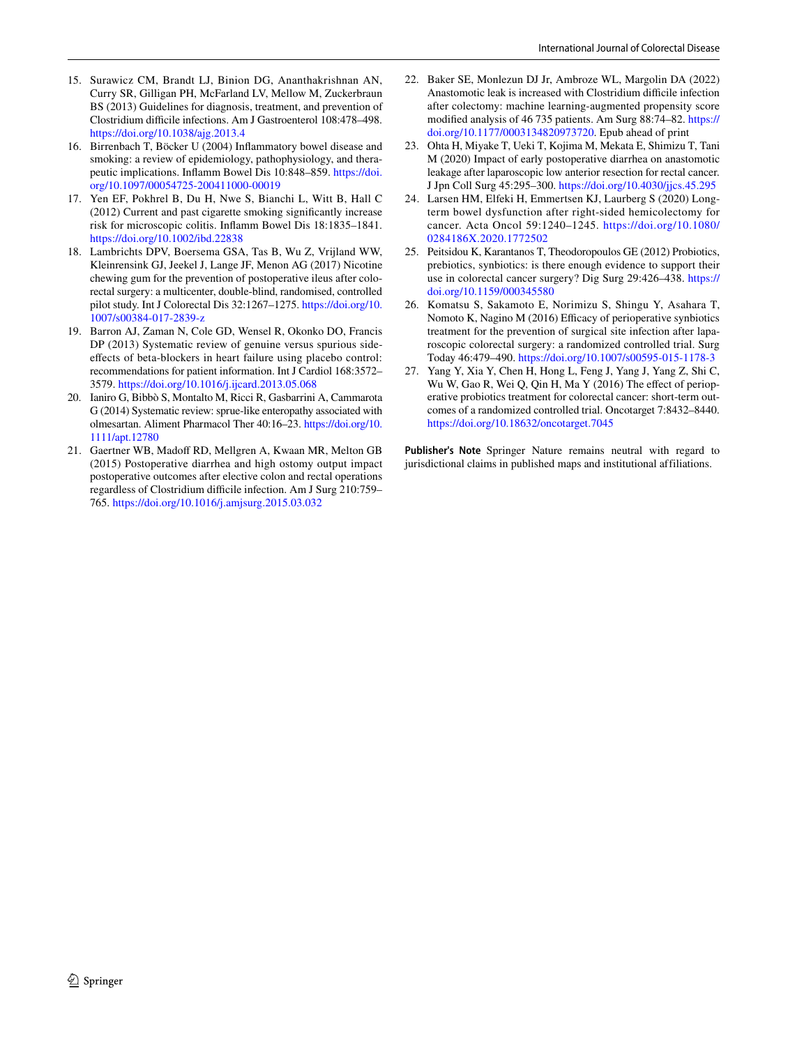15. Surawicz CM, Brandt LJ, Binion DG, Ananthakrishnan AN, Curry SR, Gilligan PH, McFarland LV, Mellow M, Zuckerbraun BS (2013) Guidelines for diagnosis, treatment, and prevention of Clostridium difficile infections. Am J Gastroenterol 108:478–498. https://doi.org/10.1038/ajg.2013.4
16. Birrenbach T, Böcker U (2004) Inflammatory bowel disease and smoking: a review of epidemiology, pathophysiology, and therapeutic implications. Inflamm Bowel Dis 10:848–859. https://doi.org/10.1097/00054725-200411000-00019
17. Yen EF, Pokhrel B, Du H, Nwe S, Bianchi L, Witt B, Hall C (2012) Current and past cigarette smoking significantly increase risk for microscopic colitis. Inflamm Bowel Dis 18:1835–1841. https://doi.org/10.1002/ibd.22838
18. Lambrichts DPV, Boersema GSA, Tas B, Wu Z, Vrijland WW, Kleinrensink GJ, Jeekel J, Lange JF, Menon AG (2017) Nicotine chewing gum for the prevention of postoperative ileus after colorectal surgery: a multicenter, double-blind, randomised, controlled pilot study. Int J Colorectal Dis 32:1267–1275. https://doi.org/10.1007/s00384-017-2839-z
19. Barron AJ, Zaman N, Cole GD, Wensel R, Okonko DO, Francis DP (2013) Systematic review of genuine versus spurious side-effects of beta-blockers in heart failure using placebo control: recommendations for patient information. Int J Cardiol 168:3572–3579. https://doi.org/10.1016/j.ijcard.2013.05.068
20. Ianiro G, Bibbò S, Montalto M, Ricci R, Gasbarrini A, Cammarota G (2014) Systematic review: sprue-like enteropathy associated with olmesartan. Aliment Pharmacol Ther 40:16–23. https://doi.org/10.1111/apt.12780
21. Gaertner WB, Madoff RD, Mellgren A, Kwaan MR, Melton GB (2015) Postoperative diarrhea and high ostomy output impact postoperative outcomes after elective colon and rectal operations regardless of Clostridium difficile infection. Am J Surg 210:759–765. https://doi.org/10.1016/j.amjsurg.2015.03.032
22. Baker SE, Monlezun DJ Jr, Ambroze WL, Margolin DA (2022) Anastomotic leak is increased with Clostridium difficile infection after colectomy: machine learning-augmented propensity score modified analysis of 46 735 patients. Am Surg 88:74–82. https://doi.org/10.1177/0003134820973720. Epub ahead of print
23. Ohta H, Miyake T, Ueki T, Kojima M, Mekata E, Shimizu T, Tani M (2020) Impact of early postoperative diarrhea on anastomotic leakage after laparoscopic low anterior resection for rectal cancer. J Jpn Coll Surg 45:295–300. https://doi.org/10.4030/jjcs.45.295
24. Larsen HM, Elfeki H, Emmertsen KJ, Laurberg S (2020) Long-term bowel dysfunction after right-sided hemicolectomy for cancer. Acta Oncol 59:1240–1245. https://doi.org/10.1080/0284186X.2020.1772502
25. Peitsidou K, Karantanos T, Theodoropoulos GE (2012) Probiotics, prebiotics, synbiotics: is there enough evidence to support their use in colorectal cancer surgery? Dig Surg 29:426–438. https://doi.org/10.1159/000345580
26. Komatsu S, Sakamoto E, Norimizu S, Shingu Y, Asahara T, Nomoto K, Nagino M (2016) Efficacy of perioperative synbiotics treatment for the prevention of surgical site infection after laparoscopic colorectal surgery: a randomized controlled trial. Surg Today 46:479–490. https://doi.org/10.1007/s00595-015-1178-3
27. Yang Y, Xia Y, Chen H, Hong L, Feng J, Yang J, Yang Z, Shi C, Wu W, Gao R, Wei Q, Qin H, Ma Y (2016) The effect of perioperative probiotics treatment for colorectal cancer: short-term outcomes of a randomized controlled trial. Oncotarget 7:8432–8440. https://doi.org/10.18632/oncotarget.7045

**Publisher's Note** Springer Nature remains neutral with regard to jurisdictional claims in published maps and institutional affiliations.